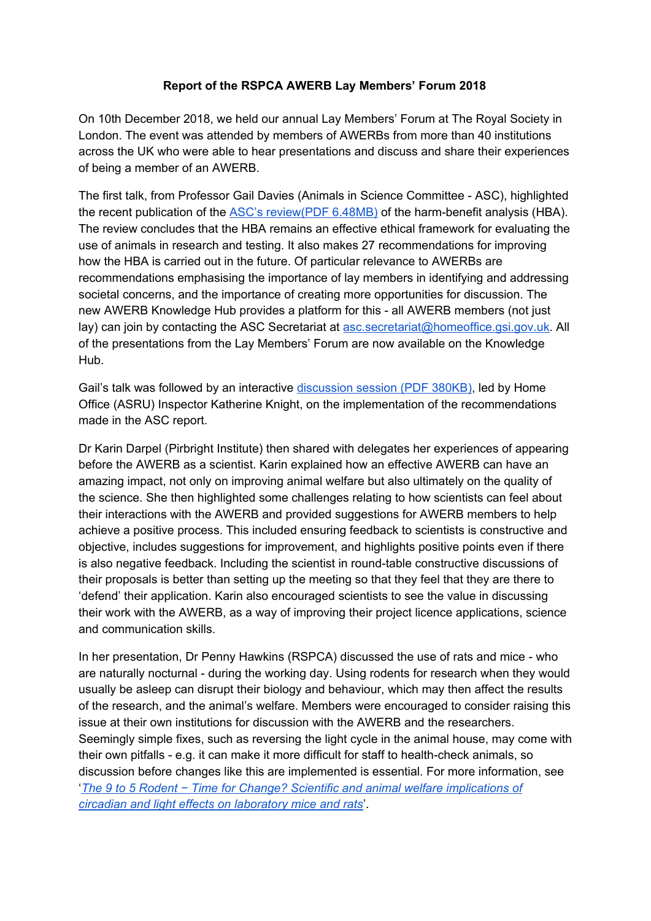**Report of the RSPCA AWERB Lay Members' Forum 2018**

On 10th December 2018, we held our annual Lay Members' Forum at The Royal Society in London. The event was attended by members of AWERBs from more than 40 institutions across the UK who were able to hear presentations and discuss and share their experiences of being a member of an AWERB.

The first talk, from Professor Gail Davies (Animals in Science Committee - ASC), highlighted the recent publication of the ASC's review(PDF 6.48MB) of the harm-benefit analysis (HBA). The review concludes that the HBA remains an effective ethical framework for evaluating the use of animals in research and testing. It also makes 27 recommendations for improving how the HBA is carried out in the future. Of particular relevance to AWERBs are recommendations emphasising the importance of lay members in identifying and addressing societal concerns, and the importance of creating more opportunities for discussion. The new AWERB Knowledge Hub provides a platform for this - all AWERB members (not just lay) can join by contacting the ASC Secretariat at asc.secretariat@homeoffice.gsi.gov.uk. All of the presentations from the Lay Members' Forum are now available on the Knowledge Hub.

Gail's talk was followed by an interactive discussion session (PDF 380KB), led by Home Office (ASRU) Inspector Katherine Knight, on the implementation of the recommendations made in the ASC report.

Dr Karin Darpel (Pirbright Institute) then shared with delegates her experiences of appearing before the AWERB as a scientist. Karin explained how an effective AWERB can have an amazing impact, not only on improving animal welfare but also ultimately on the quality of the science. She then highlighted some challenges relating to how scientists can feel about their interactions with the AWERB and provided suggestions for AWERB members to help achieve a positive process. This included ensuring feedback to scientists is constructive and objective, includes suggestions for improvement, and highlights positive points even if there is also negative feedback. Including the scientist in round-table constructive discussions of their proposals is better than setting up the meeting so that they feel that they are there to 'defend' their application. Karin also encouraged scientists to see the value in discussing their work with the AWERB, as a way of improving their project licence applications, science and communication skills.

In her presentation, Dr Penny Hawkins (RSPCA) discussed the use of rats and mice - who are naturally nocturnal - during the working day. Using rodents for research when they would usually be asleep can disrupt their biology and behaviour, which may then affect the results of the research, and the animal's welfare. Members were encouraged to consider raising this issue at their own institutions for discussion with the AWERB and the researchers. Seemingly simple fixes, such as reversing the light cycle in the animal house, may come with their own pitfalls - e.g. it can make it more difficult for staff to health-check animals, so discussion before changes like this are implemented is essential. For more information, see '*The 9 to 5 Rodent − Time for Change? Scientific and animal welfare implications of circadian and light effects on laboratory mice and rats*'.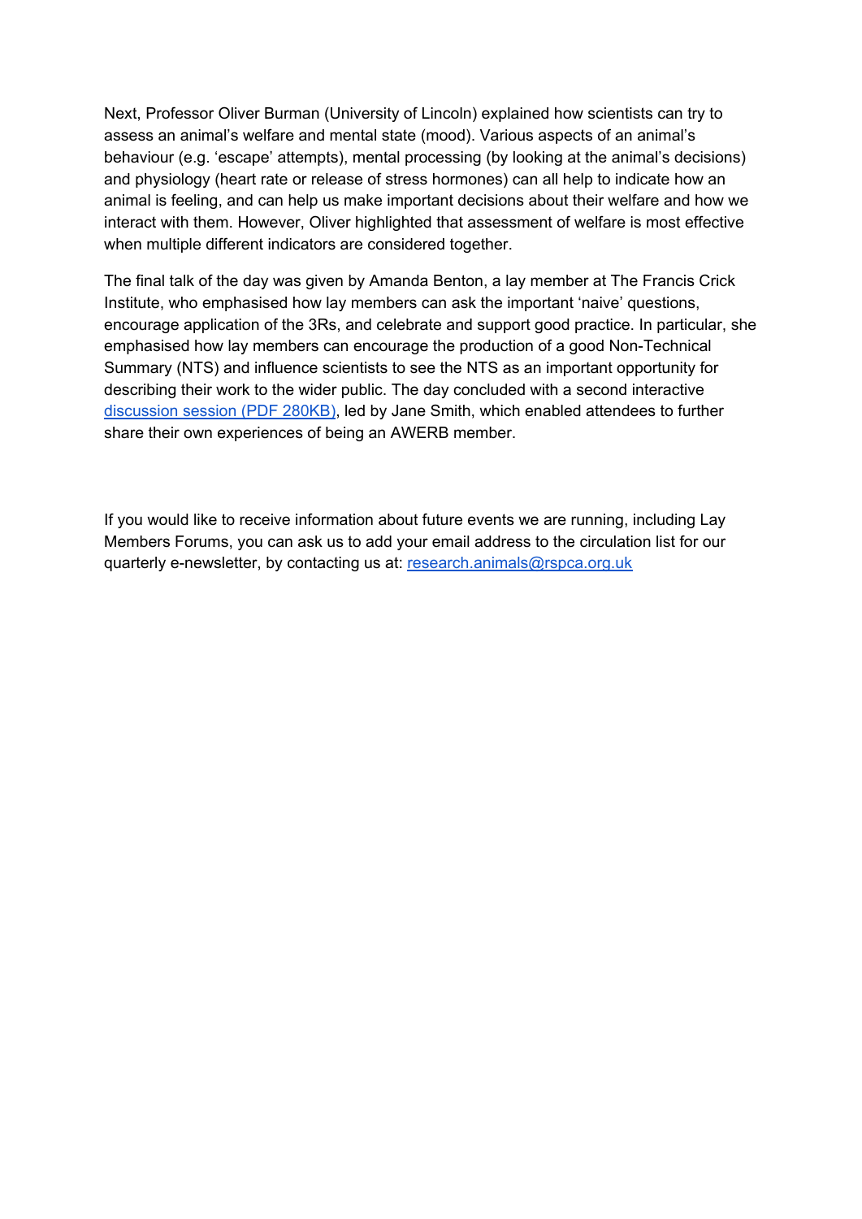Next, Professor Oliver Burman (University of Lincoln) explained how scientists can try to assess an animal's welfare and mental state (mood). Various aspects of an animal's behaviour (e.g. 'escape' attempts), mental processing (by looking at the animal's decisions) and physiology (heart rate or release of stress hormones) can all help to indicate how an animal is feeling, and can help us make important decisions about their welfare and how we interact with them. However, Oliver highlighted that assessment of welfare is most effective when multiple different indicators are considered together.

The final talk of the day was given by Amanda Benton, a lay member at The Francis Crick Institute, who emphasised how lay members can ask the important 'naive' questions, encourage application of the 3Rs, and celebrate and support good practice. In particular, she emphasised how lay members can encourage the production of a good Non-Technical Summary (NTS) and influence scientists to see the NTS as an important opportunity for describing their work to the wider public. The day concluded with a second interactive discussion session (PDF 280KB), led by Jane Smith, which enabled attendees to further share their own experiences of being an AWERB member.

If you would like to receive information about future events we are running, including Lay Members Forums, you can ask us to add your email address to the circulation list for our quarterly e-newsletter, by contacting us at: research.animals@rspca.org.uk